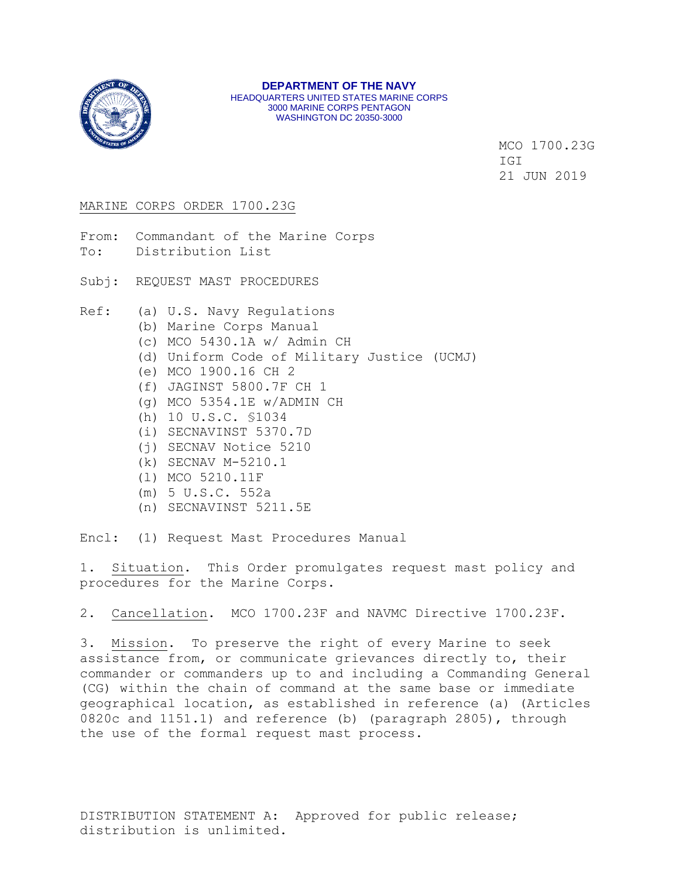**DEPARTMENT OF THE NAVY**
HEADQUARTERS UNITED STATES MARINE CORPS
3000 MARINE CORPS PENTAGON
WASHINGTON DC 20350-3000

MCO 1700.23G
IGI
21 JUN 2019

MARINE CORPS ORDER 1700.23G

From: Commandant of the Marine Corps
To: Distribution List

Subj: REQUEST MAST PROCEDURES

Ref:
(a) U.S. Navy Regulations
(b) Marine Corps Manual
(c) MCO 5430.1A w/ Admin CH
(d) Uniform Code of Military Justice (UCMJ)
(e) MCO 1900.16 CH 2
(f) JAGINST 5800.7F CH 1
(g) MCO 5354.1E w/ADMIN CH
(h) 10 U.S.C. §1034
(i) SECNAVINST 5370.7D
(j) SECNAV Notice 5210
(k) SECNAV M-5210.1
(l) MCO 5210.11F
(m) 5 U.S.C. 552a
(n) SECNAVINST 5211.5E

Encl: (1) Request Mast Procedures Manual

1. Situation. This Order promulgates request mast policy and procedures for the Marine Corps.

2. Cancellation. MCO 1700.23F and NAVMC Directive 1700.23F.

3. Mission. To preserve the right of every Marine to seek assistance from, or communicate grievances directly to, their commander or commanders up to and including a Commanding General (CG) within the chain of command at the same base or immediate geographical location, as established in reference (a) (Articles 0820c and 1151.1) and reference (b) (paragraph 2805), through the use of the formal request mast process.

DISTRIBUTION STATEMENT A: Approved for public release; distribution is unlimited.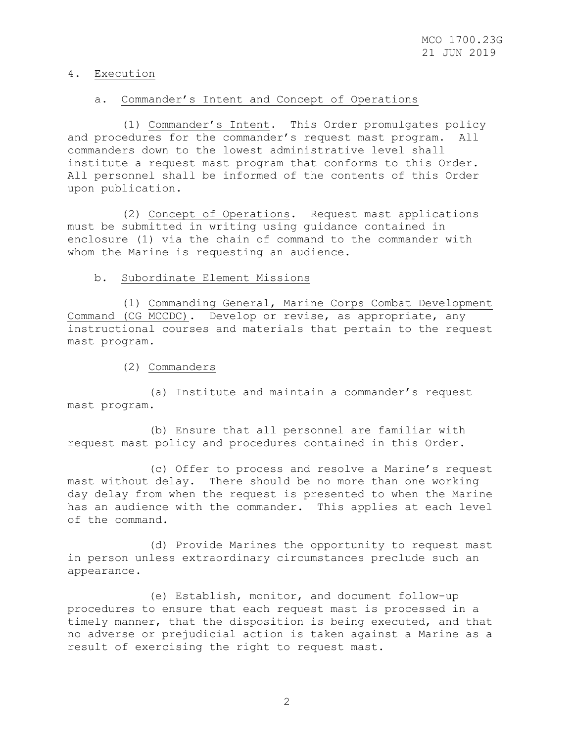4. Execution

a. Commander's Intent and Concept of Operations

(1) Commander's Intent. This Order promulgates policy and procedures for the commander's request mast program. All commanders down to the lowest administrative level shall institute a request mast program that conforms to this Order. All personnel shall be informed of the contents of this Order upon publication.

(2) Concept of Operations. Request mast applications must be submitted in writing using guidance contained in enclosure (1) via the chain of command to the commander with whom the Marine is requesting an audience.

b. Subordinate Element Missions

(1) Commanding General, Marine Corps Combat Development Command (CG MCCDC). Develop or revise, as appropriate, any instructional courses and materials that pertain to the request mast program.

(2) Commanders

(a) Institute and maintain a commander's request mast program.

(b) Ensure that all personnel are familiar with request mast policy and procedures contained in this Order.

(c) Offer to process and resolve a Marine's request mast without delay. There should be no more than one working day delay from when the request is presented to when the Marine has an audience with the commander. This applies at each level of the command.

(d) Provide Marines the opportunity to request mast in person unless extraordinary circumstances preclude such an appearance.

(e) Establish, monitor, and document follow-up procedures to ensure that each request mast is processed in a timely manner, that the disposition is being executed, and that no adverse or prejudicial action is taken against a Marine as a result of exercising the right to request mast.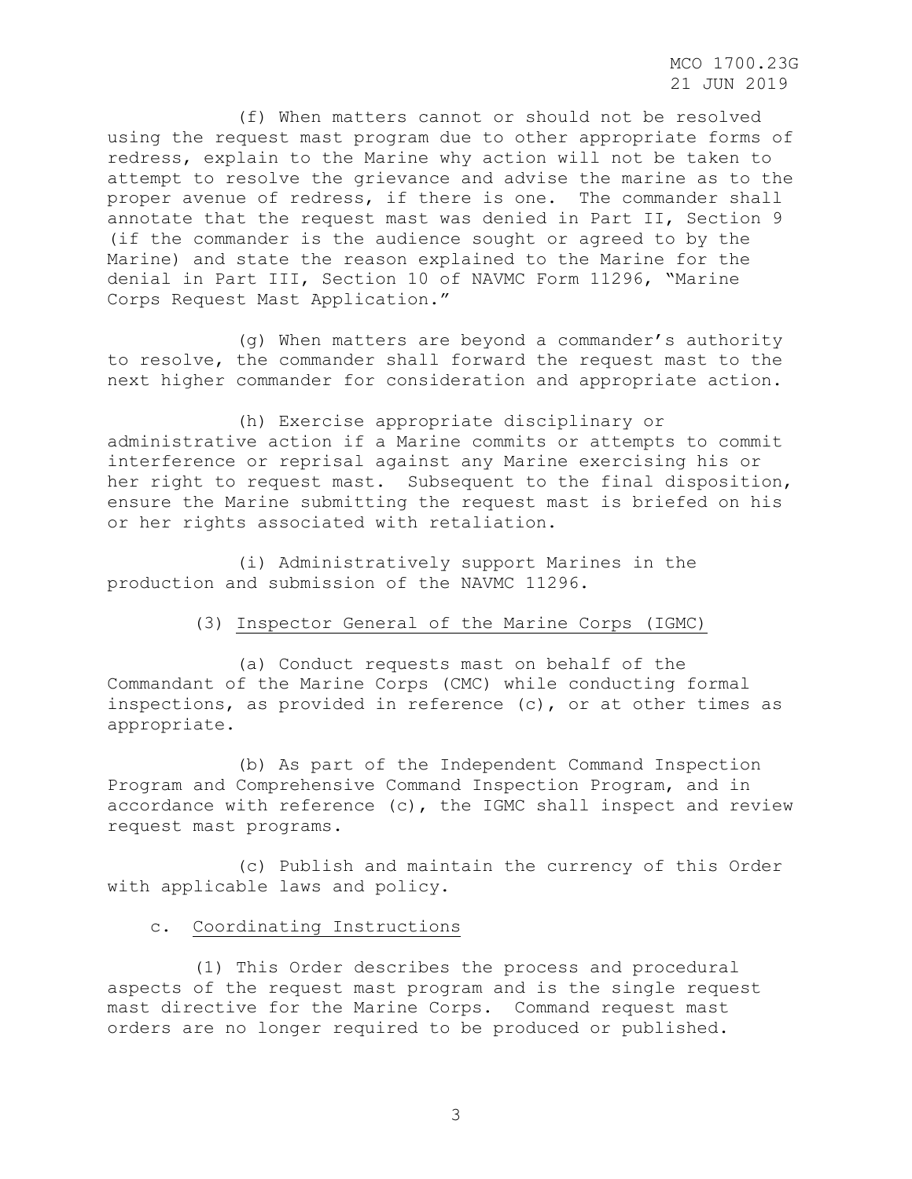(f) When matters cannot or should not be resolved using the request mast program due to other appropriate forms of redress, explain to the Marine why action will not be taken to attempt to resolve the grievance and advise the marine as to the proper avenue of redress, if there is one. The commander shall annotate that the request mast was denied in Part II, Section 9 (if the commander is the audience sought or agreed to by the Marine) and state the reason explained to the Marine for the denial in Part III, Section 10 of NAVMC Form 11296, "Marine Corps Request Mast Application."

(g) When matters are beyond a commander's authority to resolve, the commander shall forward the request mast to the next higher commander for consideration and appropriate action.

(h) Exercise appropriate disciplinary or administrative action if a Marine commits or attempts to commit interference or reprisal against any Marine exercising his or her right to request mast. Subsequent to the final disposition, ensure the Marine submitting the request mast is briefed on his or her rights associated with retaliation.

(i) Administratively support Marines in the production and submission of the NAVMC 11296.

(3) Inspector General of the Marine Corps (IGMC)

(a) Conduct requests mast on behalf of the Commandant of the Marine Corps (CMC) while conducting formal inspections, as provided in reference (c), or at other times as appropriate.

(b) As part of the Independent Command Inspection Program and Comprehensive Command Inspection Program, and in accordance with reference (c), the IGMC shall inspect and review request mast programs.

(c) Publish and maintain the currency of this Order with applicable laws and policy.

c. Coordinating Instructions

(1) This Order describes the process and procedural aspects of the request mast program and is the single request mast directive for the Marine Corps. Command request mast orders are no longer required to be produced or published.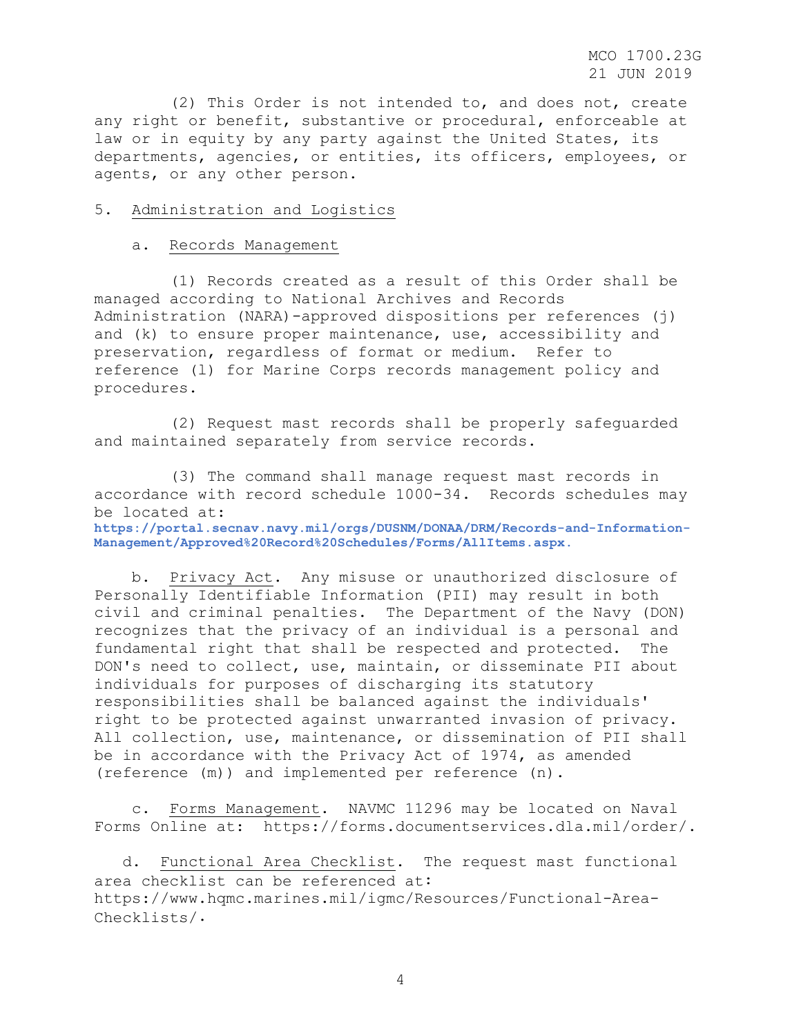(2) This Order is not intended to, and does not, create any right or benefit, substantive or procedural, enforceable at law or in equity by any party against the United States, its departments, agencies, or entities, its officers, employees, or agents, or any other person.

5. Administration and Logistics

a. Records Management

(1) Records created as a result of this Order shall be managed according to National Archives and Records Administration (NARA)-approved dispositions per references (j) and (k) to ensure proper maintenance, use, accessibility and preservation, regardless of format or medium. Refer to reference (l) for Marine Corps records management policy and procedures.

(2) Request mast records shall be properly safeguarded and maintained separately from service records.

(3) The command shall manage request mast records in accordance with record schedule 1000-34. Records schedules may be located at: **https://portal.secnav.navy.mil/orgs/DUSNM/DONAA/DRM/Records-and-Information-Management/Approved%20Record%20Schedules/Forms/AllItems.aspx.**

b. Privacy Act. Any misuse or unauthorized disclosure of Personally Identifiable Information (PII) may result in both civil and criminal penalties. The Department of the Navy (DON) recognizes that the privacy of an individual is a personal and fundamental right that shall be respected and protected. The DON's need to collect, use, maintain, or disseminate PII about individuals for purposes of discharging its statutory responsibilities shall be balanced against the individuals' right to be protected against unwarranted invasion of privacy. All collection, use, maintenance, or dissemination of PII shall be in accordance with the Privacy Act of 1974, as amended (reference (m)) and implemented per reference (n).

c. Forms Management. NAVMC 11296 may be located on Naval Forms Online at: https://forms.documentservices.dla.mil/order/.

d. Functional Area Checklist. The request mast functional area checklist can be referenced at: https://www.hqmc.marines.mil/igmc/Resources/Functional-Area-Checklists/.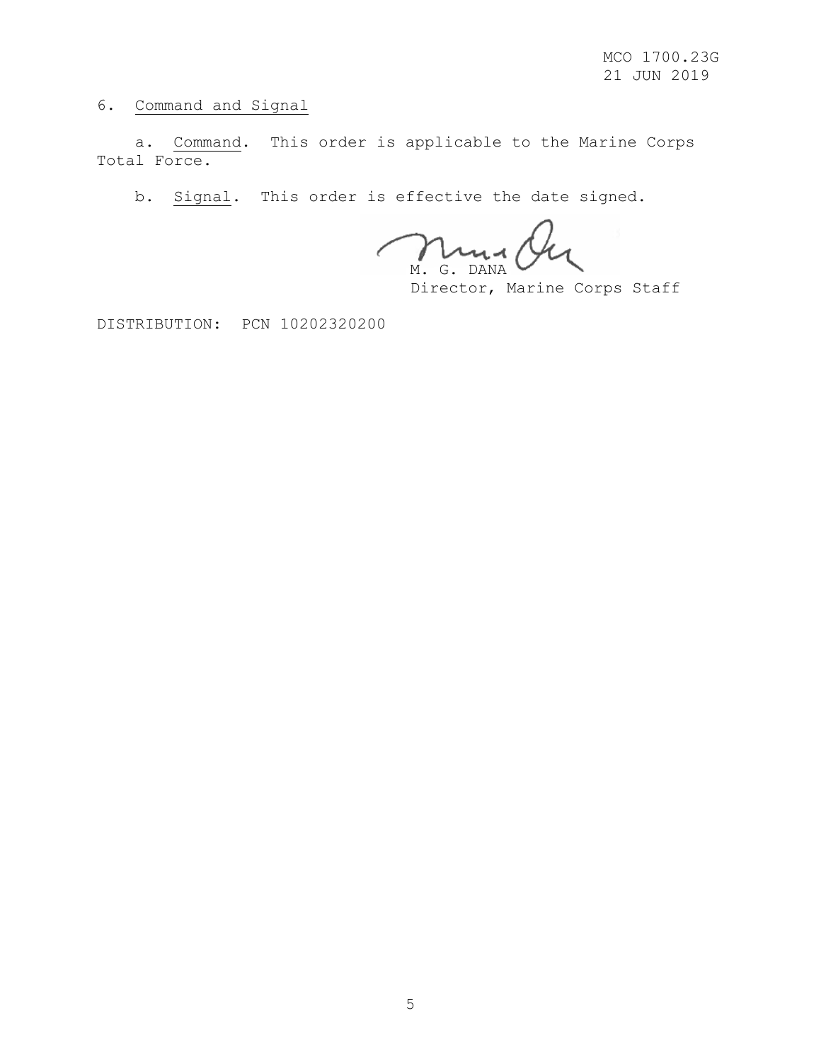6. Command and Signal

a. Command. This order is applicable to the Marine Corps Total Force.

b. Signal. This order is effective the date signed.

M. G. DANA
Director, Marine Corps Staff

DISTRIBUTION: PCN 10202320200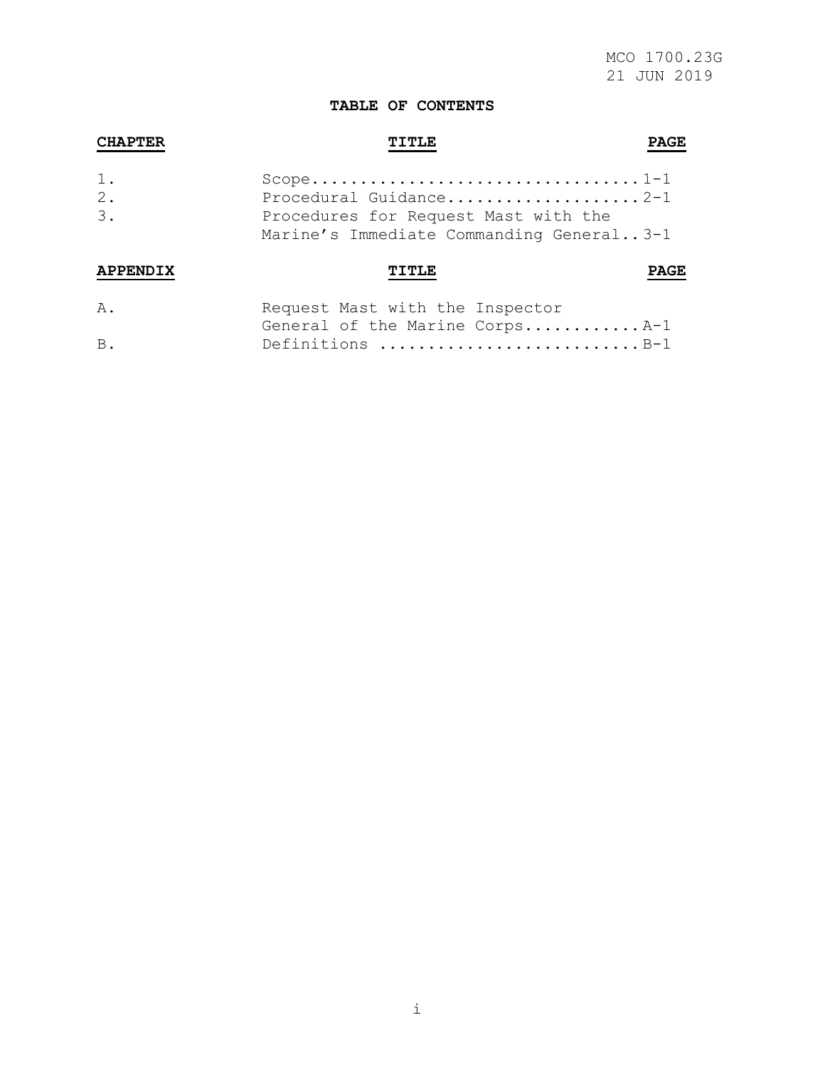## TABLE OF CONTENTS

| CHAPTER | TITLE | PAGE |
|---|---|---|
| 1. | Scope | 1-1 |
| 2. | Procedural Guidance | 2-1 |
| 3. | Procedures for Request Mast with the Marine's Immediate Commanding General | 3-1 |

| APPENDIX | TITLE | PAGE |
|---|---|---|
| A. | Request Mast with the Inspector General of the Marine Corps | A-1 |
| B. | Definitions | B-1 |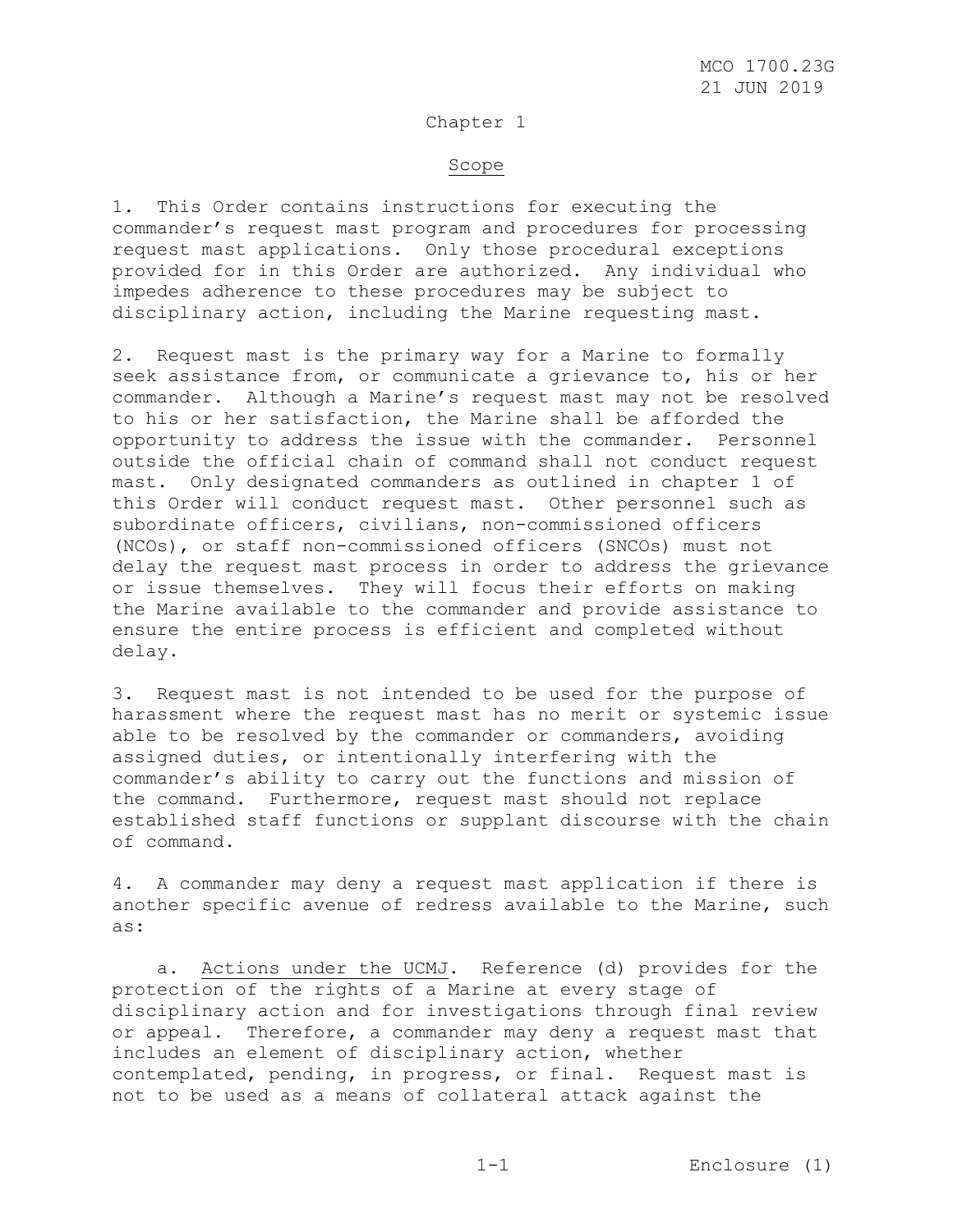# Chapter 1

## Scope

1. This Order contains instructions for executing the commander's request mast program and procedures for processing request mast applications. Only those procedural exceptions provided for in this Order are authorized. Any individual who impedes adherence to these procedures may be subject to disciplinary action, including the Marine requesting mast.

2. Request mast is the primary way for a Marine to formally seek assistance from, or communicate a grievance to, his or her commander. Although a Marine's request mast may not be resolved to his or her satisfaction, the Marine shall be afforded the opportunity to address the issue with the commander. Personnel outside the official chain of command shall not conduct request mast. Only designated commanders as outlined in chapter 1 of this Order will conduct request mast. Other personnel such as subordinate officers, civilians, non-commissioned officers (NCOs), or staff non-commissioned officers (SNCOs) must not delay the request mast process in order to address the grievance or issue themselves. They will focus their efforts on making the Marine available to the commander and provide assistance to ensure the entire process is efficient and completed without delay.

3. Request mast is not intended to be used for the purpose of harassment where the request mast has no merit or systemic issue able to be resolved by the commander or commanders, avoiding assigned duties, or intentionally interfering with the commander's ability to carry out the functions and mission of the command. Furthermore, request mast should not replace established staff functions or supplant discourse with the chain of command.

4. A commander may deny a request mast application if there is another specific avenue of redress available to the Marine, such as:

    a. Actions under the UCMJ. Reference (d) provides for the protection of the rights of a Marine at every stage of disciplinary action and for investigations through final review or appeal. Therefore, a commander may deny a request mast that includes an element of disciplinary action, whether contemplated, pending, in progress, or final. Request mast is not to be used as a means of collateral attack against the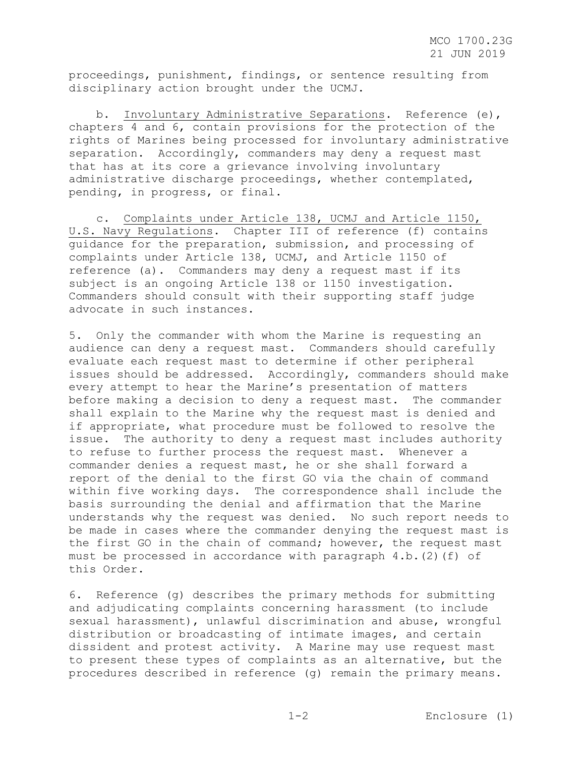proceedings, punishment, findings, or sentence resulting from disciplinary action brought under the UCMJ.

b. Involuntary Administrative Separations. Reference (e), chapters 4 and 6, contain provisions for the protection of the rights of Marines being processed for involuntary administrative separation. Accordingly, commanders may deny a request mast that has at its core a grievance involving involuntary administrative discharge proceedings, whether contemplated, pending, in progress, or final.

c. Complaints under Article 138, UCMJ and Article 1150, U.S. Navy Regulations. Chapter III of reference (f) contains guidance for the preparation, submission, and processing of complaints under Article 138, UCMJ, and Article 1150 of reference (a). Commanders may deny a request mast if its subject is an ongoing Article 138 or 1150 investigation. Commanders should consult with their supporting staff judge advocate in such instances.

5. Only the commander with whom the Marine is requesting an audience can deny a request mast. Commanders should carefully evaluate each request mast to determine if other peripheral issues should be addressed. Accordingly, commanders should make every attempt to hear the Marine's presentation of matters before making a decision to deny a request mast. The commander shall explain to the Marine why the request mast is denied and if appropriate, what procedure must be followed to resolve the issue. The authority to deny a request mast includes authority to refuse to further process the request mast. Whenever a commander denies a request mast, he or she shall forward a report of the denial to the first GO via the chain of command within five working days. The correspondence shall include the basis surrounding the denial and affirmation that the Marine understands why the request was denied. No such report needs to be made in cases where the commander denying the request mast is the first GO in the chain of command; however, the request mast must be processed in accordance with paragraph 4.b.(2)(f) of this Order.

6. Reference (g) describes the primary methods for submitting and adjudicating complaints concerning harassment (to include sexual harassment), unlawful discrimination and abuse, wrongful distribution or broadcasting of intimate images, and certain dissident and protest activity. A Marine may use request mast to present these types of complaints as an alternative, but the procedures described in reference (g) remain the primary means.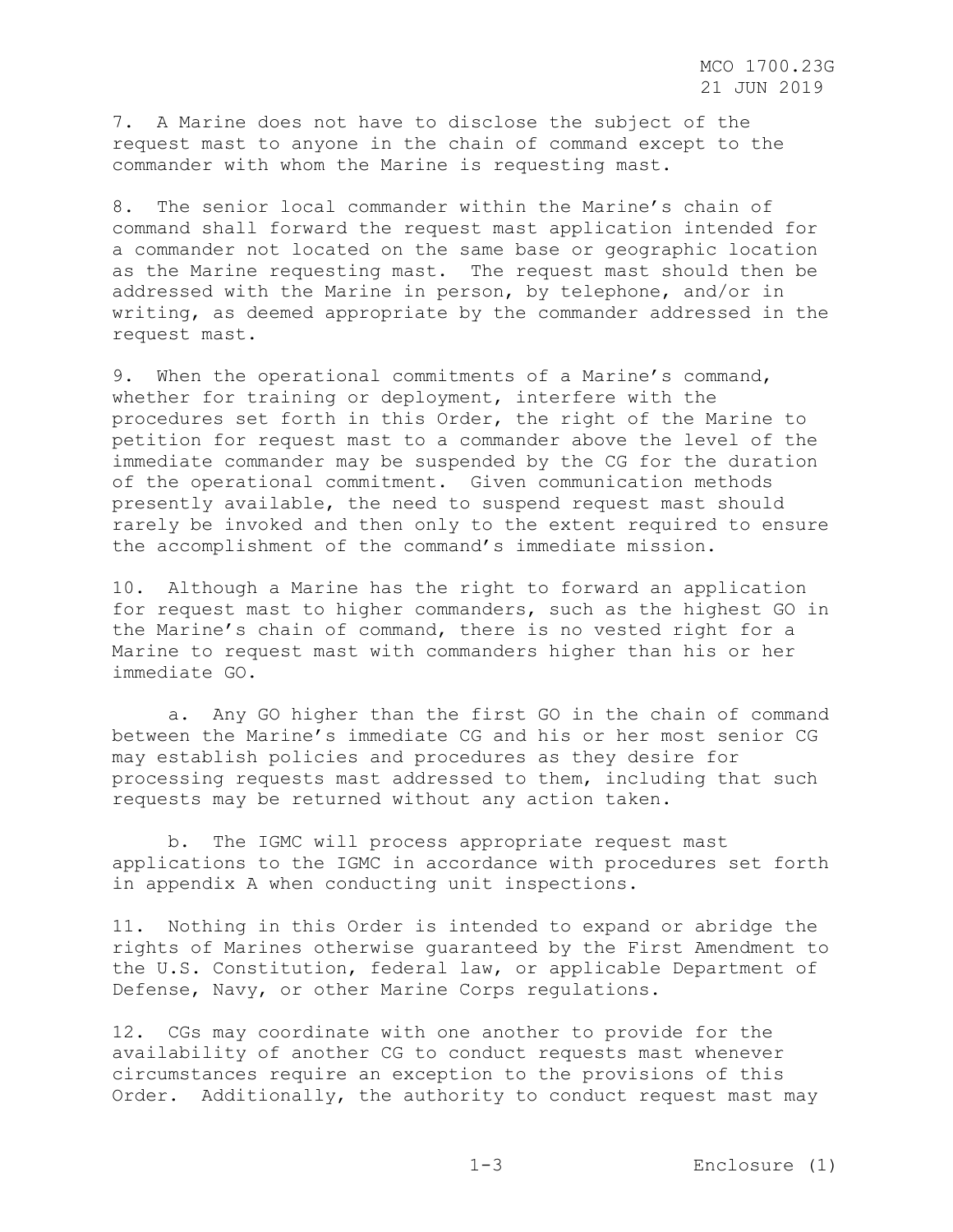7. A Marine does not have to disclose the subject of the request mast to anyone in the chain of command except to the commander with whom the Marine is requesting mast.

8. The senior local commander within the Marine's chain of command shall forward the request mast application intended for a commander not located on the same base or geographic location as the Marine requesting mast. The request mast should then be addressed with the Marine in person, by telephone, and/or in writing, as deemed appropriate by the commander addressed in the request mast.

9. When the operational commitments of a Marine's command, whether for training or deployment, interfere with the procedures set forth in this Order, the right of the Marine to petition for request mast to a commander above the level of the immediate commander may be suspended by the CG for the duration of the operational commitment. Given communication methods presently available, the need to suspend request mast should rarely be invoked and then only to the extent required to ensure the accomplishment of the command's immediate mission.

10. Although a Marine has the right to forward an application for request mast to higher commanders, such as the highest GO in the Marine's chain of command, there is no vested right for a Marine to request mast with commanders higher than his or her immediate GO.

a. Any GO higher than the first GO in the chain of command between the Marine's immediate CG and his or her most senior CG may establish policies and procedures as they desire for processing requests mast addressed to them, including that such requests may be returned without any action taken.

b. The IGMC will process appropriate request mast applications to the IGMC in accordance with procedures set forth in appendix A when conducting unit inspections.

11. Nothing in this Order is intended to expand or abridge the rights of Marines otherwise guaranteed by the First Amendment to the U.S. Constitution, federal law, or applicable Department of Defense, Navy, or other Marine Corps regulations.

12. CGs may coordinate with one another to provide for the availability of another CG to conduct requests mast whenever circumstances require an exception to the provisions of this Order. Additionally, the authority to conduct request mast may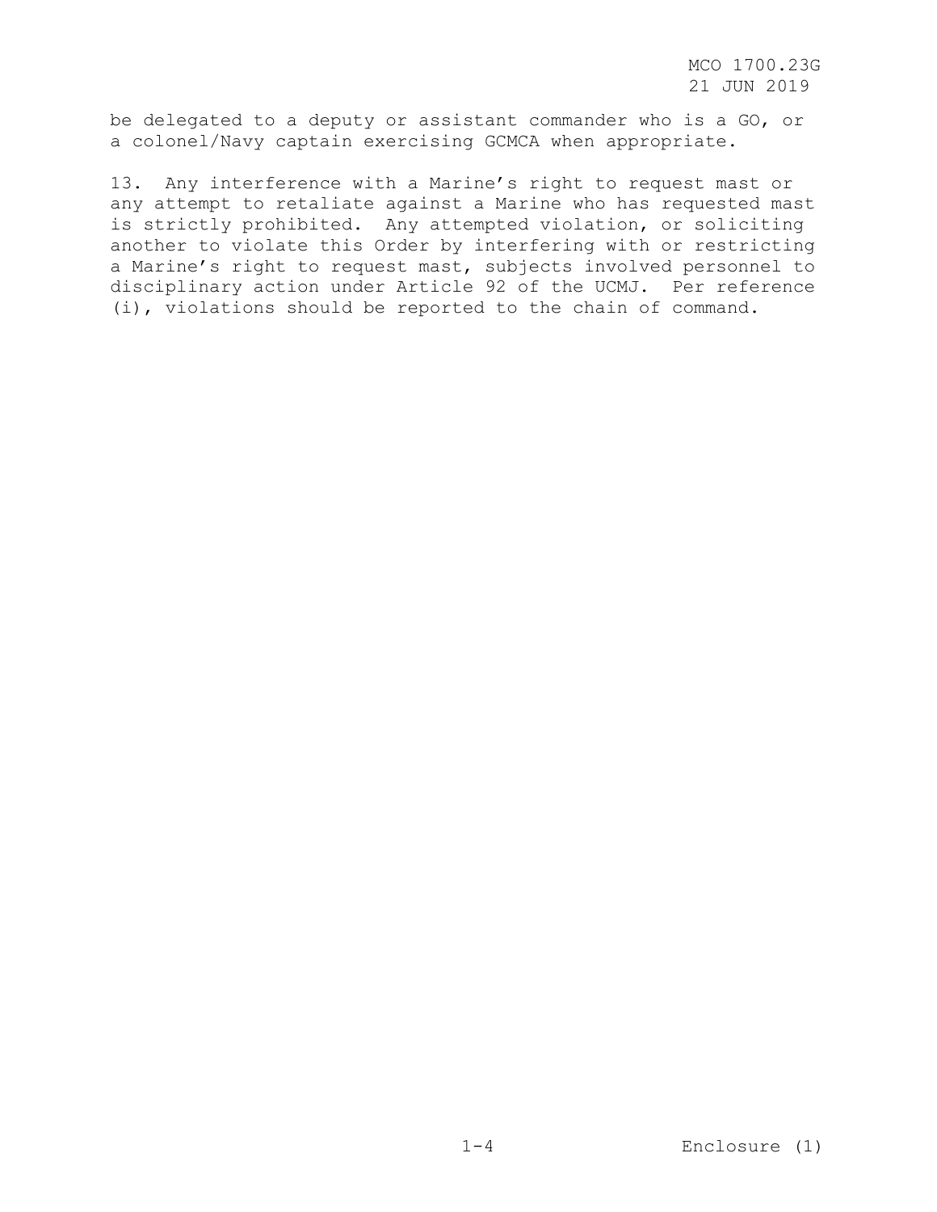be delegated to a deputy or assistant commander who is a GO, or a colonel/Navy captain exercising GCMCA when appropriate.

13. Any interference with a Marine's right to request mast or any attempt to retaliate against a Marine who has requested mast is strictly prohibited. Any attempted violation, or soliciting another to violate this Order by interfering with or restricting a Marine's right to request mast, subjects involved personnel to disciplinary action under Article 92 of the UCMJ. Per reference (i), violations should be reported to the chain of command.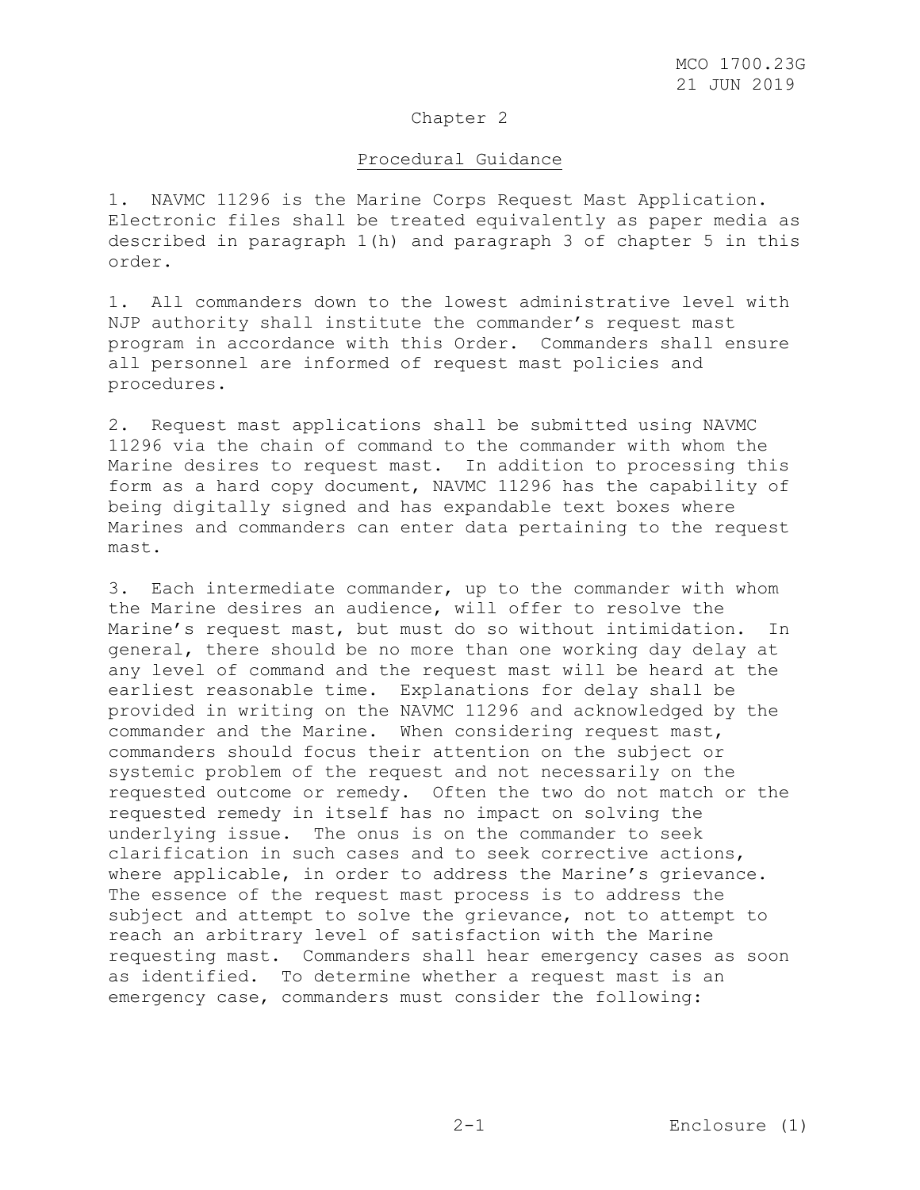# Chapter 2

## Procedural Guidance

1. NAVMC 11296 is the Marine Corps Request Mast Application. Electronic files shall be treated equivalently as paper media as described in paragraph 1(h) and paragraph 3 of chapter 5 in this order.

1. All commanders down to the lowest administrative level with NJP authority shall institute the commander's request mast program in accordance with this Order. Commanders shall ensure all personnel are informed of request mast policies and procedures.

2. Request mast applications shall be submitted using NAVMC 11296 via the chain of command to the commander with whom the Marine desires to request mast. In addition to processing this form as a hard copy document, NAVMC 11296 has the capability of being digitally signed and has expandable text boxes where Marines and commanders can enter data pertaining to the request mast.

3. Each intermediate commander, up to the commander with whom the Marine desires an audience, will offer to resolve the Marine's request mast, but must do so without intimidation. In general, there should be no more than one working day delay at any level of command and the request mast will be heard at the earliest reasonable time. Explanations for delay shall be provided in writing on the NAVMC 11296 and acknowledged by the commander and the Marine. When considering request mast, commanders should focus their attention on the subject or systemic problem of the request and not necessarily on the requested outcome or remedy. Often the two do not match or the requested remedy in itself has no impact on solving the underlying issue. The onus is on the commander to seek clarification in such cases and to seek corrective actions, where applicable, in order to address the Marine's grievance. The essence of the request mast process is to address the subject and attempt to solve the grievance, not to attempt to reach an arbitrary level of satisfaction with the Marine requesting mast. Commanders shall hear emergency cases as soon as identified. To determine whether a request mast is an emergency case, commanders must consider the following: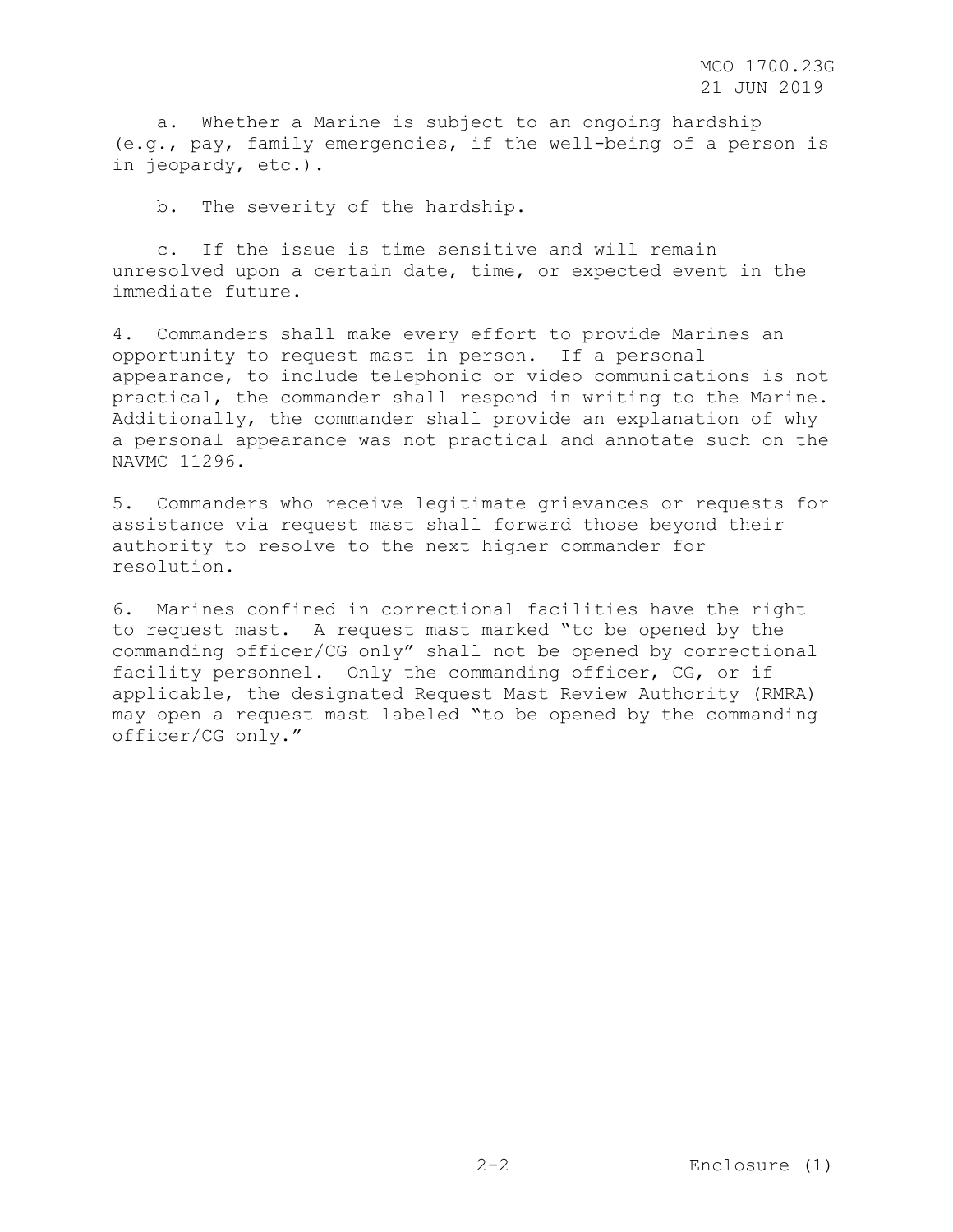a. Whether a Marine is subject to an ongoing hardship (e.g., pay, family emergencies, if the well-being of a person is in jeopardy, etc.).

b. The severity of the hardship.

c. If the issue is time sensitive and will remain unresolved upon a certain date, time, or expected event in the immediate future.

4. Commanders shall make every effort to provide Marines an opportunity to request mast in person. If a personal appearance, to include telephonic or video communications is not practical, the commander shall respond in writing to the Marine. Additionally, the commander shall provide an explanation of why a personal appearance was not practical and annotate such on the NAVMC 11296.

5. Commanders who receive legitimate grievances or requests for assistance via request mast shall forward those beyond their authority to resolve to the next higher commander for resolution.

6. Marines confined in correctional facilities have the right to request mast. A request mast marked "to be opened by the commanding officer/CG only" shall not be opened by correctional facility personnel. Only the commanding officer, CG, or if applicable, the designated Request Mast Review Authority (RMRA) may open a request mast labeled "to be opened by the commanding officer/CG only."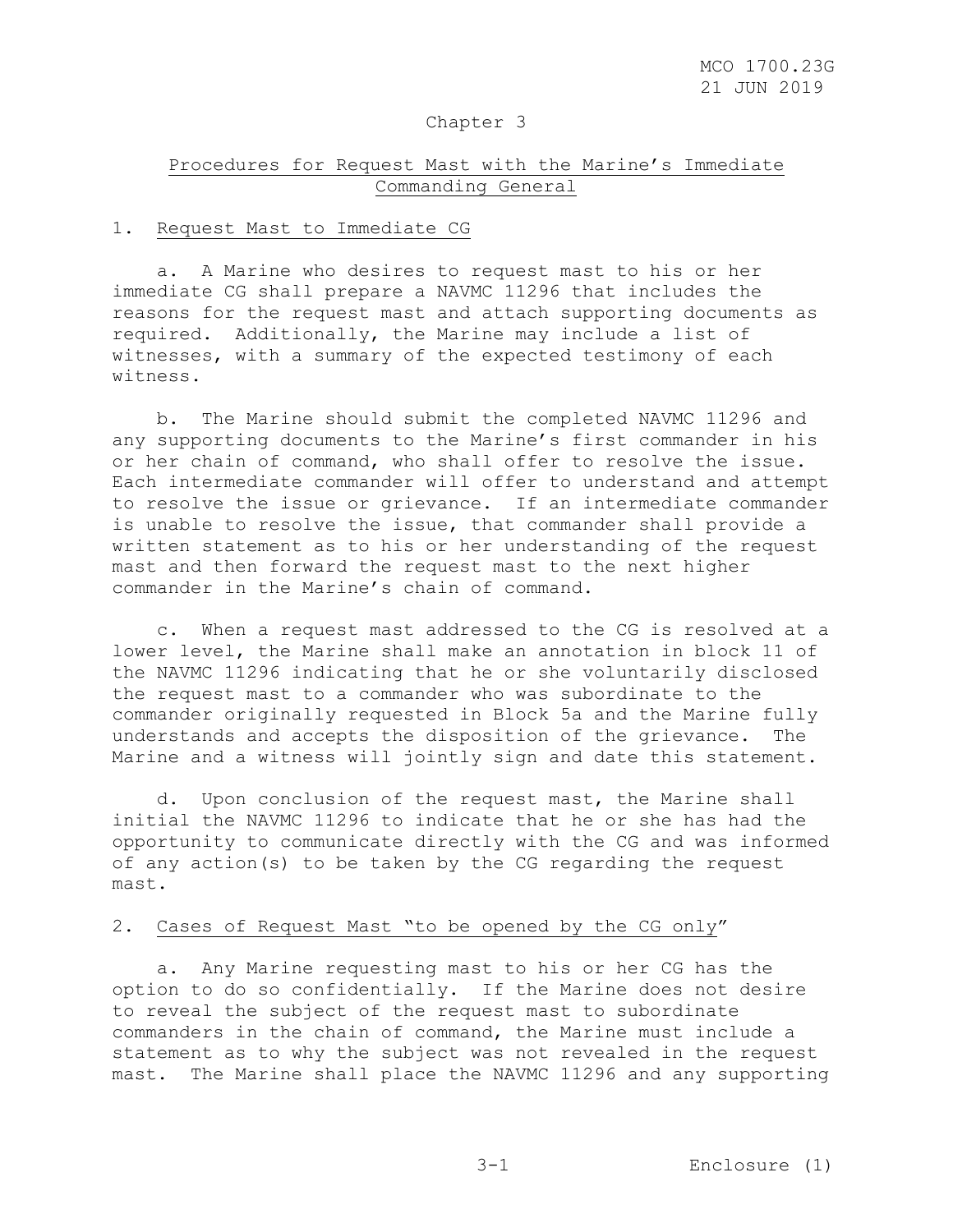## Chapter 3

### Procedures for Request Mast with the Marine's Immediate Commanding General

1. Request Mast to Immediate CG

a. A Marine who desires to request mast to his or her immediate CG shall prepare a NAVMC 11296 that includes the reasons for the request mast and attach supporting documents as required. Additionally, the Marine may include a list of witnesses, with a summary of the expected testimony of each witness.

b. The Marine should submit the completed NAVMC 11296 and any supporting documents to the Marine's first commander in his or her chain of command, who shall offer to resolve the issue. Each intermediate commander will offer to understand and attempt to resolve the issue or grievance. If an intermediate commander is unable to resolve the issue, that commander shall provide a written statement as to his or her understanding of the request mast and then forward the request mast to the next higher commander in the Marine's chain of command.

c. When a request mast addressed to the CG is resolved at a lower level, the Marine shall make an annotation in block 11 of the NAVMC 11296 indicating that he or she voluntarily disclosed the request mast to a commander who was subordinate to the commander originally requested in Block 5a and the Marine fully understands and accepts the disposition of the grievance. The Marine and a witness will jointly sign and date this statement.

d. Upon conclusion of the request mast, the Marine shall initial the NAVMC 11296 to indicate that he or she has had the opportunity to communicate directly with the CG and was informed of any action(s) to be taken by the CG regarding the request mast.

2. Cases of Request Mast "to be opened by the CG only"

a. Any Marine requesting mast to his or her CG has the option to do so confidentially. If the Marine does not desire to reveal the subject of the request mast to subordinate commanders in the chain of command, the Marine must include a statement as to why the subject was not revealed in the request mast. The Marine shall place the NAVMC 11296 and any supporting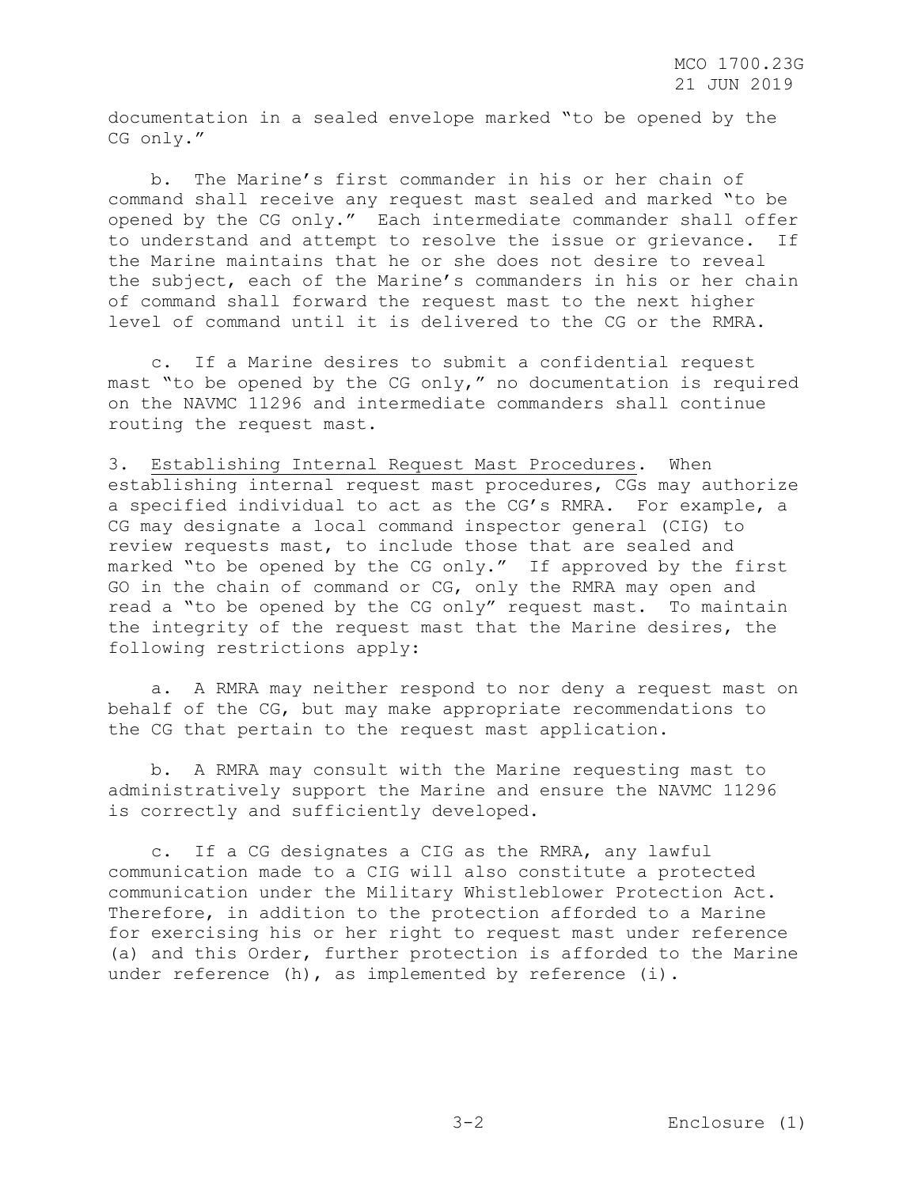documentation in a sealed envelope marked "to be opened by the CG only."

b. The Marine's first commander in his or her chain of command shall receive any request mast sealed and marked "to be opened by the CG only." Each intermediate commander shall offer to understand and attempt to resolve the issue or grievance. If the Marine maintains that he or she does not desire to reveal the subject, each of the Marine's commanders in his or her chain of command shall forward the request mast to the next higher level of command until it is delivered to the CG or the RMRA.

c. If a Marine desires to submit a confidential request mast "to be opened by the CG only," no documentation is required on the NAVMC 11296 and intermediate commanders shall continue routing the request mast.

3. Establishing Internal Request Mast Procedures. When establishing internal request mast procedures, CGs may authorize a specified individual to act as the CG's RMRA. For example, a CG may designate a local command inspector general (CIG) to review requests mast, to include those that are sealed and marked "to be opened by the CG only." If approved by the first GO in the chain of command or CG, only the RMRA may open and read a "to be opened by the CG only" request mast. To maintain the integrity of the request mast that the Marine desires, the following restrictions apply:

a. A RMRA may neither respond to nor deny a request mast on behalf of the CG, but may make appropriate recommendations to the CG that pertain to the request mast application.

b. A RMRA may consult with the Marine requesting mast to administratively support the Marine and ensure the NAVMC 11296 is correctly and sufficiently developed.

c. If a CG designates a CIG as the RMRA, any lawful communication made to a CIG will also constitute a protected communication under the Military Whistleblower Protection Act. Therefore, in addition to the protection afforded to a Marine for exercising his or her right to request mast under reference (a) and this Order, further protection is afforded to the Marine under reference (h), as implemented by reference (i).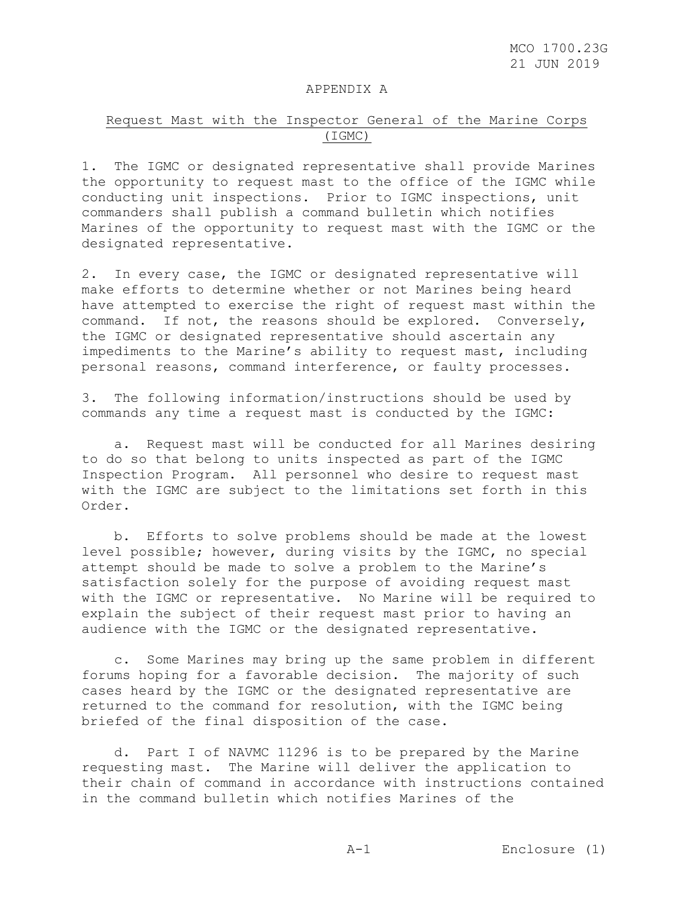## APPENDIX A

### Request Mast with the Inspector General of the Marine Corps (IGMC)

1. The IGMC or designated representative shall provide Marines the opportunity to request mast to the office of the IGMC while conducting unit inspections. Prior to IGMC inspections, unit commanders shall publish a command bulletin which notifies Marines of the opportunity to request mast with the IGMC or the designated representative.

2. In every case, the IGMC or designated representative will make efforts to determine whether or not Marines being heard have attempted to exercise the right of request mast within the command. If not, the reasons should be explored. Conversely, the IGMC or designated representative should ascertain any impediments to the Marine's ability to request mast, including personal reasons, command interference, or faulty processes.

3. The following information/instructions should be used by commands any time a request mast is conducted by the IGMC:

   a. Request mast will be conducted for all Marines desiring to do so that belong to units inspected as part of the IGMC Inspection Program. All personnel who desire to request mast with the IGMC are subject to the limitations set forth in this Order.

   b. Efforts to solve problems should be made at the lowest level possible; however, during visits by the IGMC, no special attempt should be made to solve a problem to the Marine's satisfaction solely for the purpose of avoiding request mast with the IGMC or representative. No Marine will be required to explain the subject of their request mast prior to having an audience with the IGMC or the designated representative.

   c. Some Marines may bring up the same problem in different forums hoping for a favorable decision. The majority of such cases heard by the IGMC or the designated representative are returned to the command for resolution, with the IGMC being briefed of the final disposition of the case.

   d. Part I of NAVMC 11296 is to be prepared by the Marine requesting mast. The Marine will deliver the application to their chain of command in accordance with instructions contained in the command bulletin which notifies Marines of the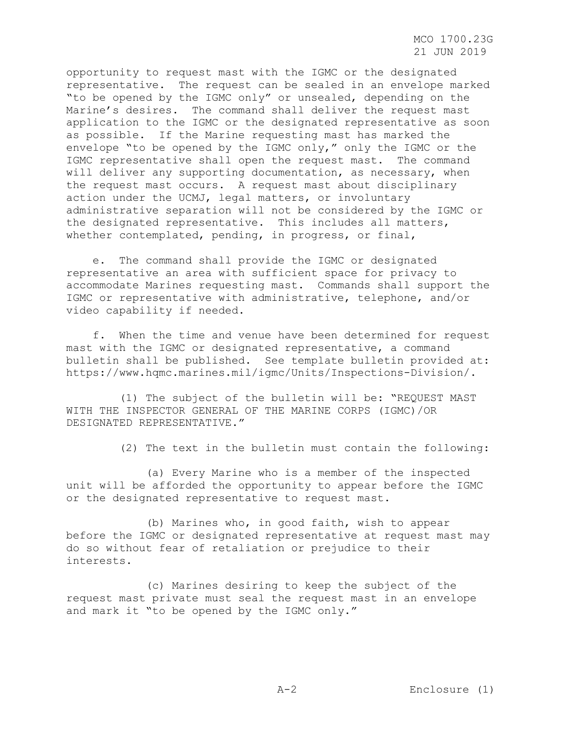opportunity to request mast with the IGMC or the designated representative. The request can be sealed in an envelope marked "to be opened by the IGMC only" or unsealed, depending on the Marine's desires. The command shall deliver the request mast application to the IGMC or the designated representative as soon as possible. If the Marine requesting mast has marked the envelope "to be opened by the IGMC only," only the IGMC or the IGMC representative shall open the request mast. The command will deliver any supporting documentation, as necessary, when the request mast occurs. A request mast about disciplinary action under the UCMJ, legal matters, or involuntary administrative separation will not be considered by the IGMC or the designated representative. This includes all matters, whether contemplated, pending, in progress, or final,

e. The command shall provide the IGMC or designated representative an area with sufficient space for privacy to accommodate Marines requesting mast. Commands shall support the IGMC or representative with administrative, telephone, and/or video capability if needed.

f. When the time and venue have been determined for request mast with the IGMC or designated representative, a command bulletin shall be published. See template bulletin provided at: https://www.hqmc.marines.mil/igmc/Units/Inspections-Division/.

(1) The subject of the bulletin will be: "REQUEST MAST WITH THE INSPECTOR GENERAL OF THE MARINE CORPS (IGMC)/OR DESIGNATED REPRESENTATIVE."

(2) The text in the bulletin must contain the following:

(a) Every Marine who is a member of the inspected unit will be afforded the opportunity to appear before the IGMC or the designated representative to request mast.

(b) Marines who, in good faith, wish to appear before the IGMC or designated representative at request mast may do so without fear of retaliation or prejudice to their interests.

(c) Marines desiring to keep the subject of the request mast private must seal the request mast in an envelope and mark it "to be opened by the IGMC only."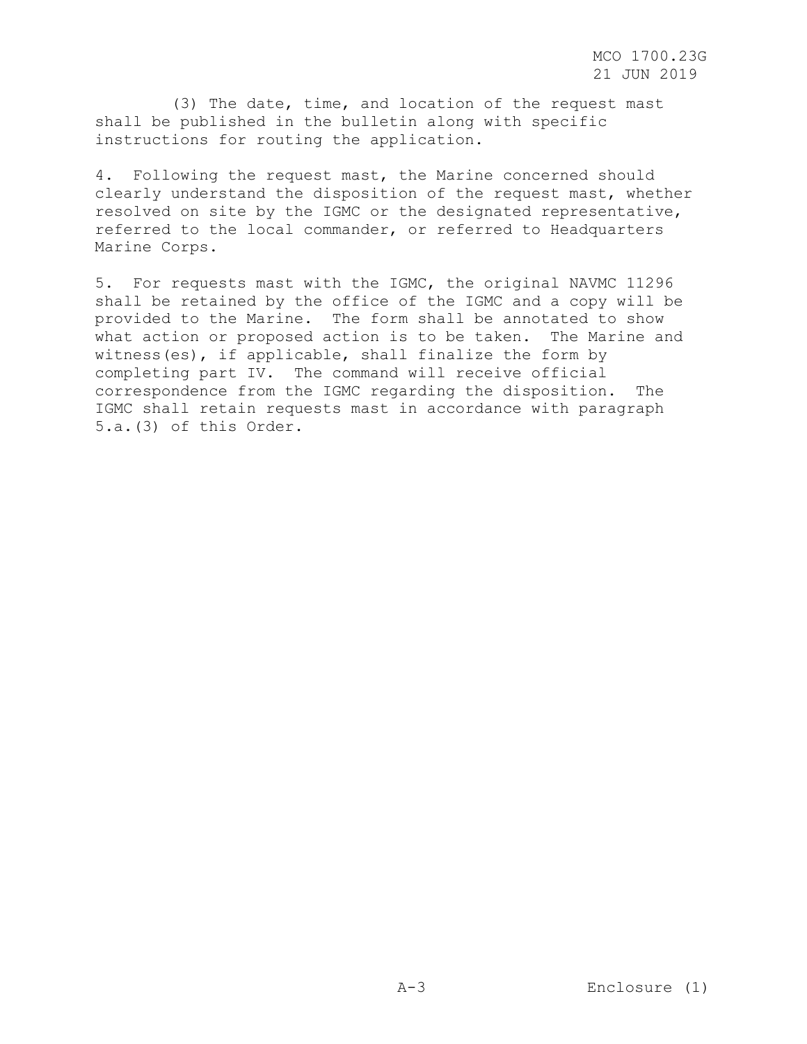(3) The date, time, and location of the request mast shall be published in the bulletin along with specific instructions for routing the application.

4. Following the request mast, the Marine concerned should clearly understand the disposition of the request mast, whether resolved on site by the IGMC or the designated representative, referred to the local commander, or referred to Headquarters Marine Corps.

5. For requests mast with the IGMC, the original NAVMC 11296 shall be retained by the office of the IGMC and a copy will be provided to the Marine. The form shall be annotated to show what action or proposed action is to be taken. The Marine and witness(es), if applicable, shall finalize the form by completing part IV. The command will receive official correspondence from the IGMC regarding the disposition. The IGMC shall retain requests mast in accordance with paragraph 5.a.(3) of this Order.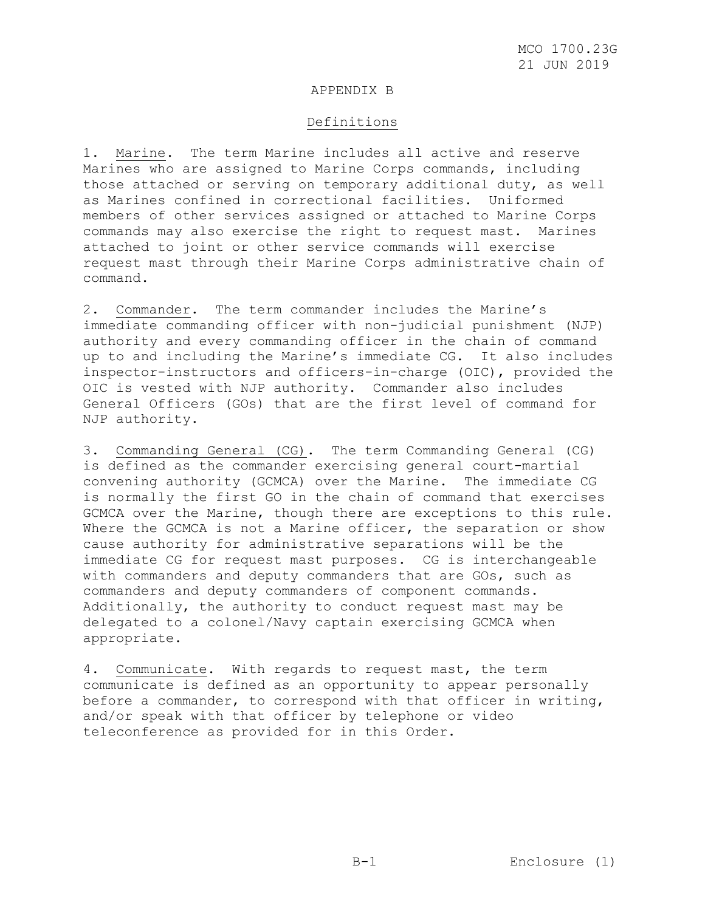## APPENDIX B

### Definitions

1. Marine. The term Marine includes all active and reserve Marines who are assigned to Marine Corps commands, including those attached or serving on temporary additional duty, as well as Marines confined in correctional facilities. Uniformed members of other services assigned or attached to Marine Corps commands may also exercise the right to request mast. Marines attached to joint or other service commands will exercise request mast through their Marine Corps administrative chain of command.

2. Commander. The term commander includes the Marine's immediate commanding officer with non-judicial punishment (NJP) authority and every commanding officer in the chain of command up to and including the Marine's immediate CG. It also includes inspector-instructors and officers-in-charge (OIC), provided the OIC is vested with NJP authority. Commander also includes General Officers (GOs) that are the first level of command for NJP authority.

3. Commanding General (CG). The term Commanding General (CG) is defined as the commander exercising general court-martial convening authority (GCMCA) over the Marine. The immediate CG is normally the first GO in the chain of command that exercises GCMCA over the Marine, though there are exceptions to this rule. Where the GCMCA is not a Marine officer, the separation or show cause authority for administrative separations will be the immediate CG for request mast purposes. CG is interchangeable with commanders and deputy commanders that are GOs, such as commanders and deputy commanders of component commands. Additionally, the authority to conduct request mast may be delegated to a colonel/Navy captain exercising GCMCA when appropriate.

4. Communicate. With regards to request mast, the term communicate is defined as an opportunity to appear personally before a commander, to correspond with that officer in writing, and/or speak with that officer by telephone or video teleconference as provided for in this Order.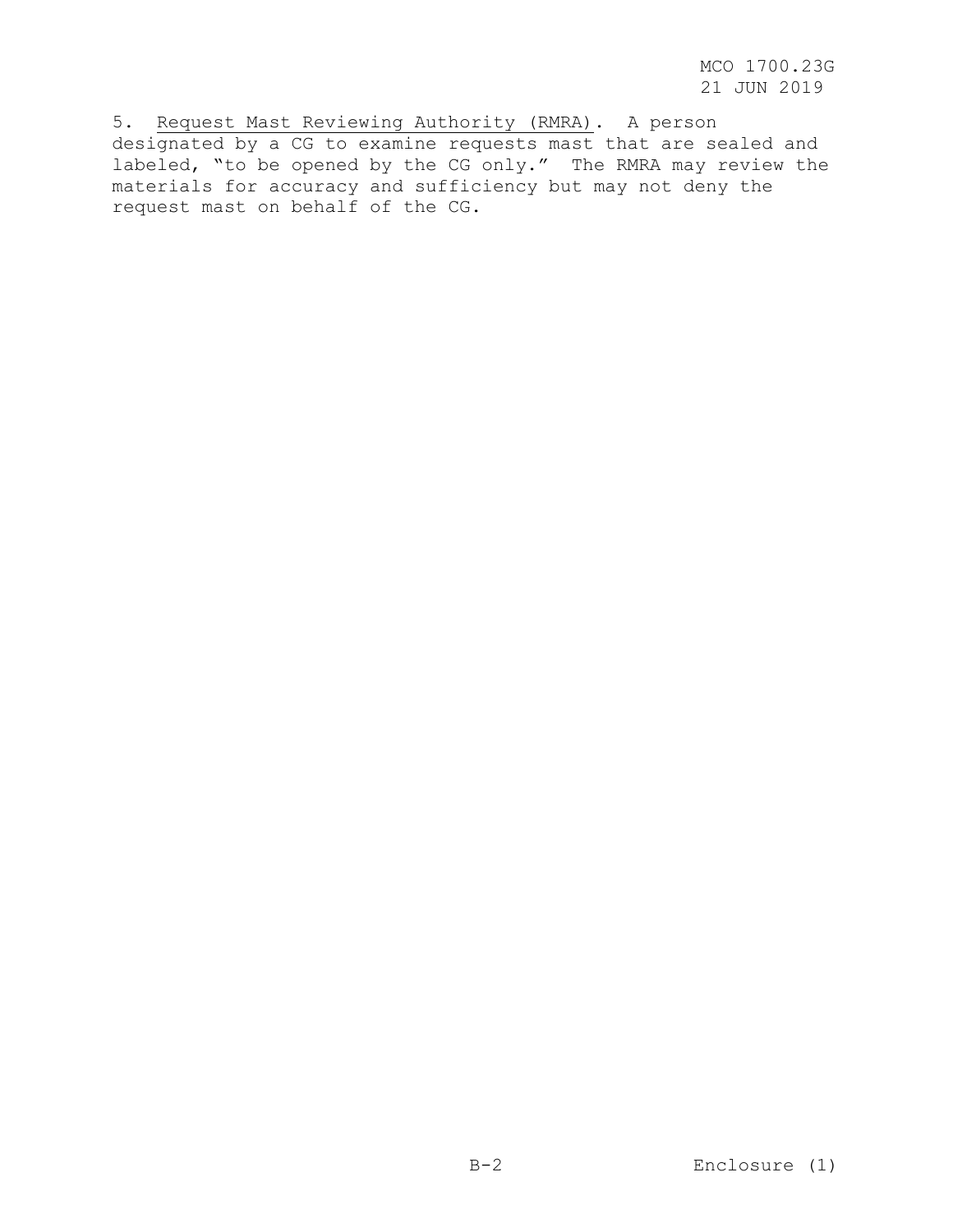5. Request Mast Reviewing Authority (RMRA). A person designated by a CG to examine requests mast that are sealed and labeled, "to be opened by the CG only." The RMRA may review the materials for accuracy and sufficiency but may not deny the request mast on behalf of the CG.